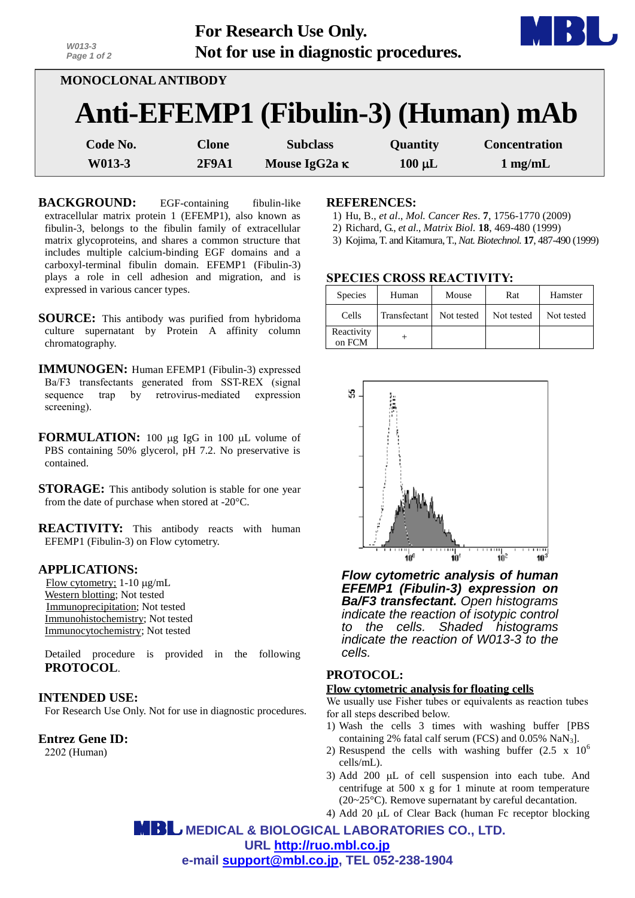For Research Use Only.
Not for use in diagnostic procedures.

MONOCLONAL ANTIBODY

# Anti-EFEMP1 (Fibulin-3) (Human) mAb

| Code No. | Clone | Subclass | Quantity | Concentration |
|---|---|---|---|---|
| W013-3 | 2F9A1 | Mouse IgG2a κ | 100 μL | 1 mg/mL |

**BACKGROUND:** EGF-containing fibulin-like extracellular matrix protein 1 (EFEMP1), also known as fibulin-3, belongs to the fibulin family of extracellular matrix glycoproteins, and shares a common structure that includes multiple calcium-binding EGF domains and a carboxyl-terminal fibulin domain. EFEMP1 (Fibulin-3) plays a role in cell adhesion and migration, and is expressed in various cancer types.

**SOURCE:** This antibody was purified from hybridoma culture supernatant by Protein A affinity column chromatography.

**IMMUNOGEN:** Human EFEMP1 (Fibulin-3) expressed Ba/F3 transfectants generated from SST-REX (signal sequence trap by retrovirus-mediated expression screening).

**FORMULATION:** 100 μg IgG in 100 μL volume of PBS containing 50% glycerol, pH 7.2. No preservative is contained.

**STORAGE:** This antibody solution is stable for one year from the date of purchase when stored at -20°C.

**REACTIVITY:** This antibody reacts with human EFEMP1 (Fibulin-3) on Flow cytometry.

**APPLICATIONS:**

Flow cytometry; 1-10 μg/mL
Western blotting; Not tested
Immunoprecipitation; Not tested
Immunohistochemistry; Not tested
Immunocytochemistry; Not tested

Detailed procedure is provided in the following **PROTOCOL**.

**INTENDED USE:**

For Research Use Only. Not for use in diagnostic procedures.

**Entrez Gene ID:**

2202 (Human)

**REFERENCES:**

1) Hu, B., *et al*., *Mol. Cancer Res*. **7**, 1756-1770 (2009)
2) Richard, G., *et al*., *Matrix Biol*. **18**, 469-480 (1999)
3) Kojima, T. and Kitamura, T., *Nat. Biotechnol.* **17**, 487-490 (1999)

**SPECIES CROSS REACTIVITY:**

| Species | Human | Mouse | Rat | Hamster |
|---|---|---|---|---|
| Cells | Transfectant | Not tested | Not tested | Not tested |
| Reactivity on FCM | + | | | |

***Flow cytometric analysis of human EFEMP1 (Fibulin-3) expression on Ba/F3 transfectant.*** *Open histograms indicate the reaction of isotypic control to the cells. Shaded histograms indicate the reaction of W013-3 to the cells.*

**PROTOCOL:**

**Flow cytometric analysis for floating cells**

We usually use Fisher tubes or equivalents as reaction tubes for all steps described below.

1) Wash the cells 3 times with washing buffer [PBS containing 2% fatal calf serum (FCS) and 0.05% $NaN_3$].
2) Resuspend the cells with washing buffer (2.5 x $10^6$ cells/mL).
3) Add 200 μL of cell suspension into each tube. And centrifuge at 500 x g for 1 minute at room temperature (20~25°C). Remove supernatant by careful decantation.
4) Add 20 μL of Clear Back (human Fc receptor blocking

MEDICAL & BIOLOGICAL LABORATORIES CO., LTD.
URL http://ruo.mbl.co.jp
e-mail support@mbl.co.jp, TEL 052-238-1904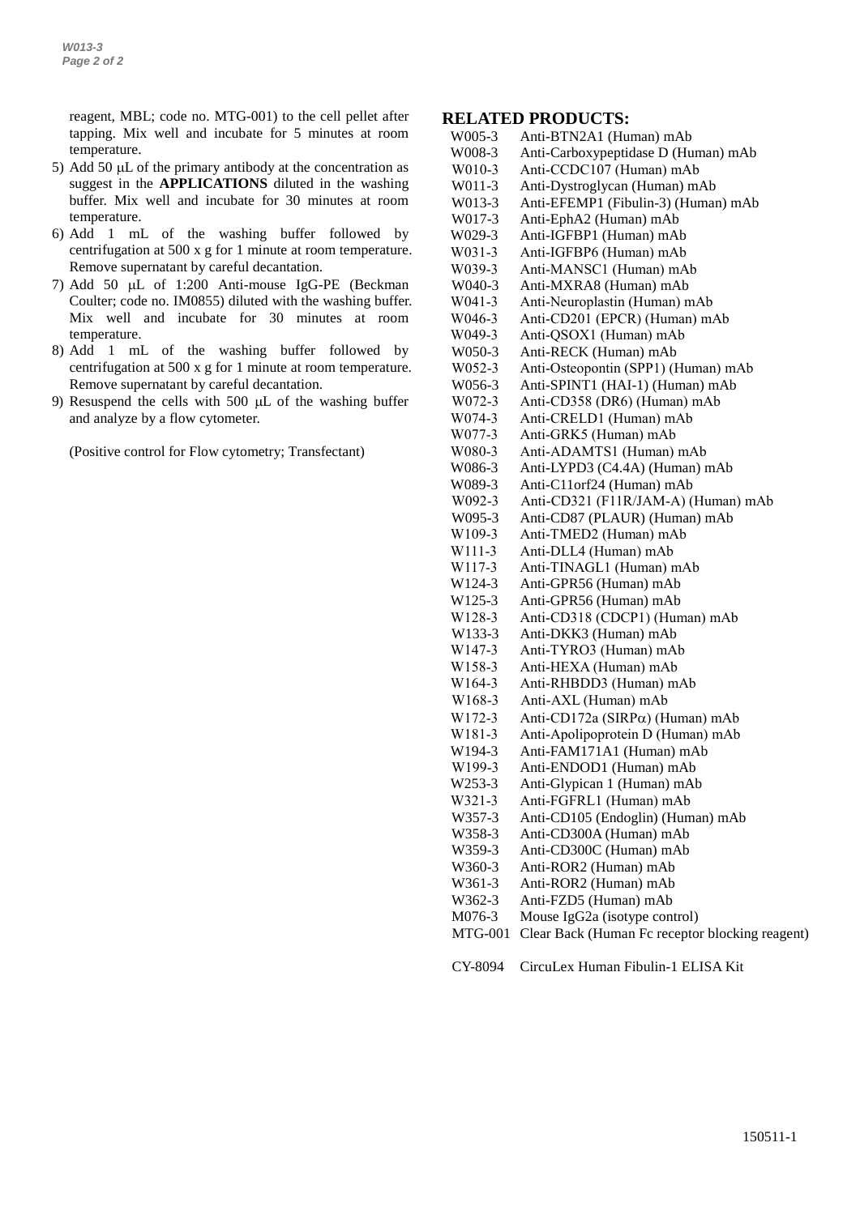reagent, MBL; code no. MTG-001) to the cell pellet after tapping. Mix well and incubate for 5 minutes at room temperature.

5) Add 50 μL of the primary antibody at the concentration as suggest in the **APPLICATIONS** diluted in the washing buffer. Mix well and incubate for 30 minutes at room temperature.
6) Add 1 mL of the washing buffer followed by centrifugation at 500 x g for 1 minute at room temperature. Remove supernatant by careful decantation.
7) Add 50 μL of 1:200 Anti-mouse IgG-PE (Beckman Coulter; code no. IM0855) diluted with the washing buffer. Mix well and incubate for 30 minutes at room temperature.
8) Add 1 mL of the washing buffer followed by centrifugation at 500 x g for 1 minute at room temperature. Remove supernatant by careful decantation.
9) Resuspend the cells with 500 μL of the washing buffer and analyze by a flow cytometer.

(Positive control for Flow cytometry; Transfectant)

## RELATED PRODUCTS:

| | |
|---|---|
| W005-3 | Anti-BTN2A1 (Human) mAb |
| W008-3 | Anti-Carboxypeptidase D (Human) mAb |
| W010-3 | Anti-CCDC107 (Human) mAb |
| W011-3 | Anti-Dystroglycan (Human) mAb |
| W013-3 | Anti-EFEMP1 (Fibulin-3) (Human) mAb |
| W017-3 | Anti-EphA2 (Human) mAb |
| W029-3 | Anti-IGFBP1 (Human) mAb |
| W031-3 | Anti-IGFBP6 (Human) mAb |
| W039-3 | Anti-MANSC1 (Human) mAb |
| W040-3 | Anti-MXRA8 (Human) mAb |
| W041-3 | Anti-Neuroplastin (Human) mAb |
| W046-3 | Anti-CD201 (EPCR) (Human) mAb |
| W049-3 | Anti-QSOX1 (Human) mAb |
| W050-3 | Anti-RECK (Human) mAb |
| W052-3 | Anti-Osteopontin (SPP1) (Human) mAb |
| W056-3 | Anti-SPINT1 (HAI-1) (Human) mAb |
| W072-3 | Anti-CD358 (DR6) (Human) mAb |
| W074-3 | Anti-CRELD1 (Human) mAb |
| W077-3 | Anti-GRK5 (Human) mAb |
| W080-3 | Anti-ADAMTS1 (Human) mAb |
| W086-3 | Anti-LYPD3 (C4.4A) (Human) mAb |
| W089-3 | Anti-C11orf24 (Human) mAb |
| W092-3 | Anti-CD321 (F11R/JAM-A) (Human) mAb |
| W095-3 | Anti-CD87 (PLAUR) (Human) mAb |
| W109-3 | Anti-TMED2 (Human) mAb |
| W111-3 | Anti-DLL4 (Human) mAb |
| W117-3 | Anti-TINAGL1 (Human) mAb |
| W124-3 | Anti-GPR56 (Human) mAb |
| W125-3 | Anti-GPR56 (Human) mAb |
| W128-3 | Anti-CD318 (CDCP1) (Human) mAb |
| W133-3 | Anti-DKK3 (Human) mAb |
| W147-3 | Anti-TYRO3 (Human) mAb |
| W158-3 | Anti-HEXA (Human) mAb |
| W164-3 | Anti-RHBDD3 (Human) mAb |
| W168-3 | Anti-AXL (Human) mAb |
| W172-3 | Anti-CD172a (SIRPα) (Human) mAb |
| W181-3 | Anti-Apolipoprotein D (Human) mAb |
| W194-3 | Anti-FAM171A1 (Human) mAb |
| W199-3 | Anti-ENDOD1 (Human) mAb |
| W253-3 | Anti-Glypican 1 (Human) mAb |
| W321-3 | Anti-FGFRL1 (Human) mAb |
| W357-3 | Anti-CD105 (Endoglin) (Human) mAb |
| W358-3 | Anti-CD300A (Human) mAb |
| W359-3 | Anti-CD300C (Human) mAb |
| W360-3 | Anti-ROR2 (Human) mAb |
| W361-3 | Anti-ROR2 (Human) mAb |
| W362-3 | Anti-FZD5 (Human) mAb |
| M076-3 | Mouse IgG2a (isotype control) |
| MTG-001 | Clear Back (Human Fc receptor blocking reagent) |
| CY-8094 | CircuLex Human Fibulin-1 ELISA Kit |

150511-1